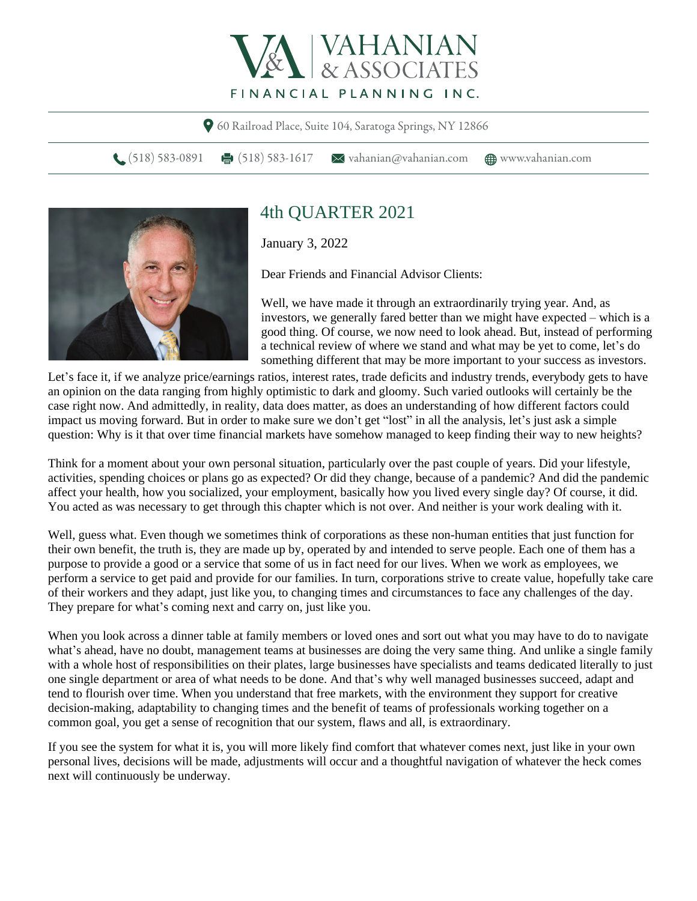# VAHANIAN & ASSOCIATES

FINANCIAL PLANNING INC.

60 Railroad Place, Suite 104, Saratoga Springs, NY 12866

(518) 583-0891 (518) 583-1617 vahanian@vahanian.com www.vahanian.com

## 4th QUARTER 2021

January 3, 2022

Dear Friends and Financial Advisor Clients:

Well, we have made it through an extraordinarily trying year. And, as investors, we generally fared better than we might have expected – which is a good thing. Of course, we now need to look ahead. But, instead of performing a technical review of where we stand and what may be yet to come, let's do something different that may be more important to your success as investors. Let's face it, if we analyze price/earnings ratios, interest rates, trade deficits and industry trends, everybody gets to have an opinion on the data ranging from highly optimistic to dark and gloomy. Such varied outlooks will certainly be the case right now. And admittedly, in reality, data does matter, as does an understanding of how different factors could impact us moving forward. But in order to make sure we don't get "lost" in all the analysis, let's just ask a simple question: Why is it that over time financial markets have somehow managed to keep finding their way to new heights?

Think for a moment about your own personal situation, particularly over the past couple of years. Did your lifestyle, activities, spending choices or plans go as expected? Or did they change, because of a pandemic? And did the pandemic affect your health, how you socialized, your employment, basically how you lived every single day? Of course, it did. You acted as was necessary to get through this chapter which is not over. And neither is your work dealing with it.

Well, guess what. Even though we sometimes think of corporations as these non-human entities that just function for their own benefit, the truth is, they are made up by, operated by and intended to serve people. Each one of them has a purpose to provide a good or a service that some of us in fact need for our lives. When we work as employees, we perform a service to get paid and provide for our families. In turn, corporations strive to create value, hopefully take care of their workers and they adapt, just like you, to changing times and circumstances to face any challenges of the day. They prepare for what's coming next and carry on, just like you.

When you look across a dinner table at family members or loved ones and sort out what you may have to do to navigate what's ahead, have no doubt, management teams at businesses are doing the very same thing. And unlike a single family with a whole host of responsibilities on their plates, large businesses have specialists and teams dedicated literally to just one single department or area of what needs to be done. And that's why well managed businesses succeed, adapt and tend to flourish over time. When you understand that free markets, with the environment they support for creative decision-making, adaptability to changing times and the benefit of teams of professionals working together on a common goal, you get a sense of recognition that our system, flaws and all, is extraordinary.

If you see the system for what it is, you will more likely find comfort that whatever comes next, just like in your own personal lives, decisions will be made, adjustments will occur and a thoughtful navigation of whatever the heck comes next will continuously be underway.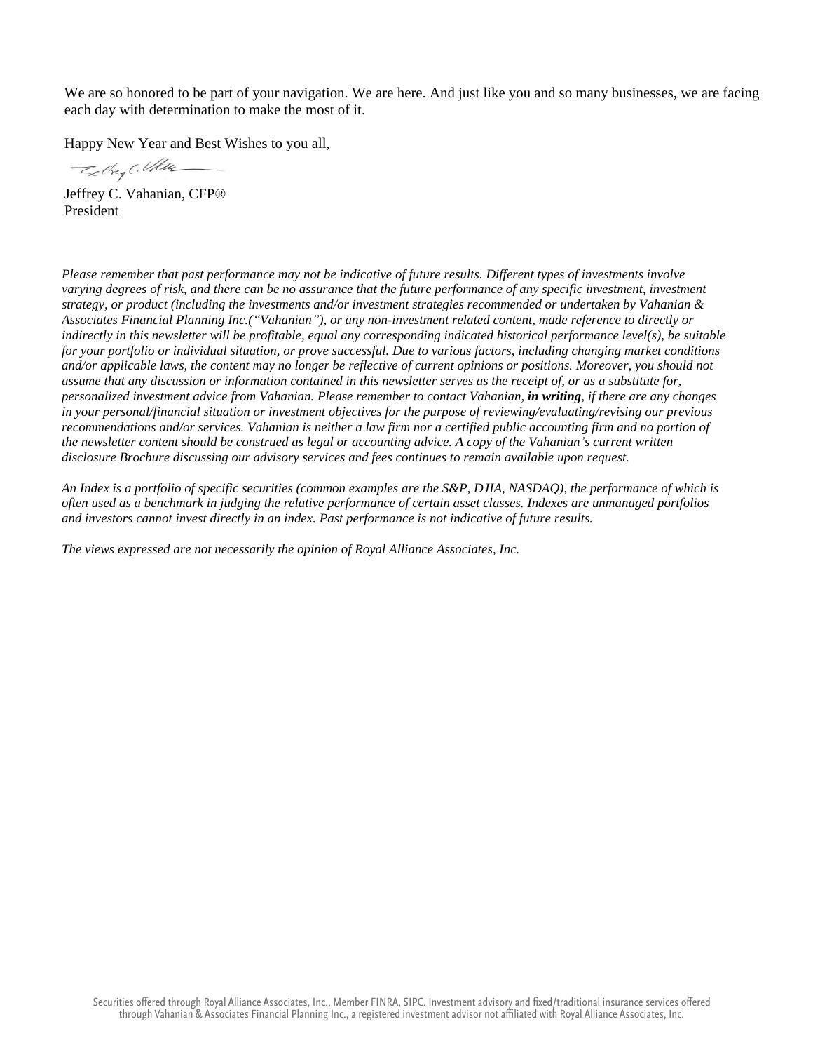We are so honored to be part of your navigation. We are here. And just like you and so many businesses, we are facing each day with determination to make the most of it.

Happy New Year and Best Wishes to you all,

Jeffrey C. Vahanian, CFP®
President

*Please remember that past performance may not be indicative of future results. Different types of investments involve varying degrees of risk, and there can be no assurance that the future performance of any specific investment, investment strategy, or product (including the investments and/or investment strategies recommended or undertaken by Vahanian & Associates Financial Planning Inc.("Vahanian"), or any non-investment related content, made reference to directly or indirectly in this newsletter will be profitable, equal any corresponding indicated historical performance level(s), be suitable for your portfolio or individual situation, or prove successful. Due to various factors, including changing market conditions and/or applicable laws, the content may no longer be reflective of current opinions or positions. Moreover, you should not assume that any discussion or information contained in this newsletter serves as the receipt of, or as a substitute for, personalized investment advice from Vahanian. Please remember to contact Vahanian,* ***in writing****, if there are any changes in your personal/financial situation or investment objectives for the purpose of reviewing/evaluating/revising our previous recommendations and/or services. Vahanian is neither a law firm nor a certified public accounting firm and no portion of the newsletter content should be construed as legal or accounting advice. A copy of the Vahanian's current written disclosure Brochure discussing our advisory services and fees continues to remain available upon request.*

*An Index is a portfolio of specific securities (common examples are the S&P, DJIA, NASDAQ), the performance of which is often used as a benchmark in judging the relative performance of certain asset classes. Indexes are unmanaged portfolios and investors cannot invest directly in an index. Past performance is not indicative of future results.*

*The views expressed are not necessarily the opinion of Royal Alliance Associates, Inc.*

Securities offered through Royal Alliance Associates, Inc., Member FINRA, SIPC. Investment advisory and fixed/traditional insurance services offered through Vahanian & Associates Financial Planning Inc., a registered investment advisor not affiliated with Royal Alliance Associates, Inc.